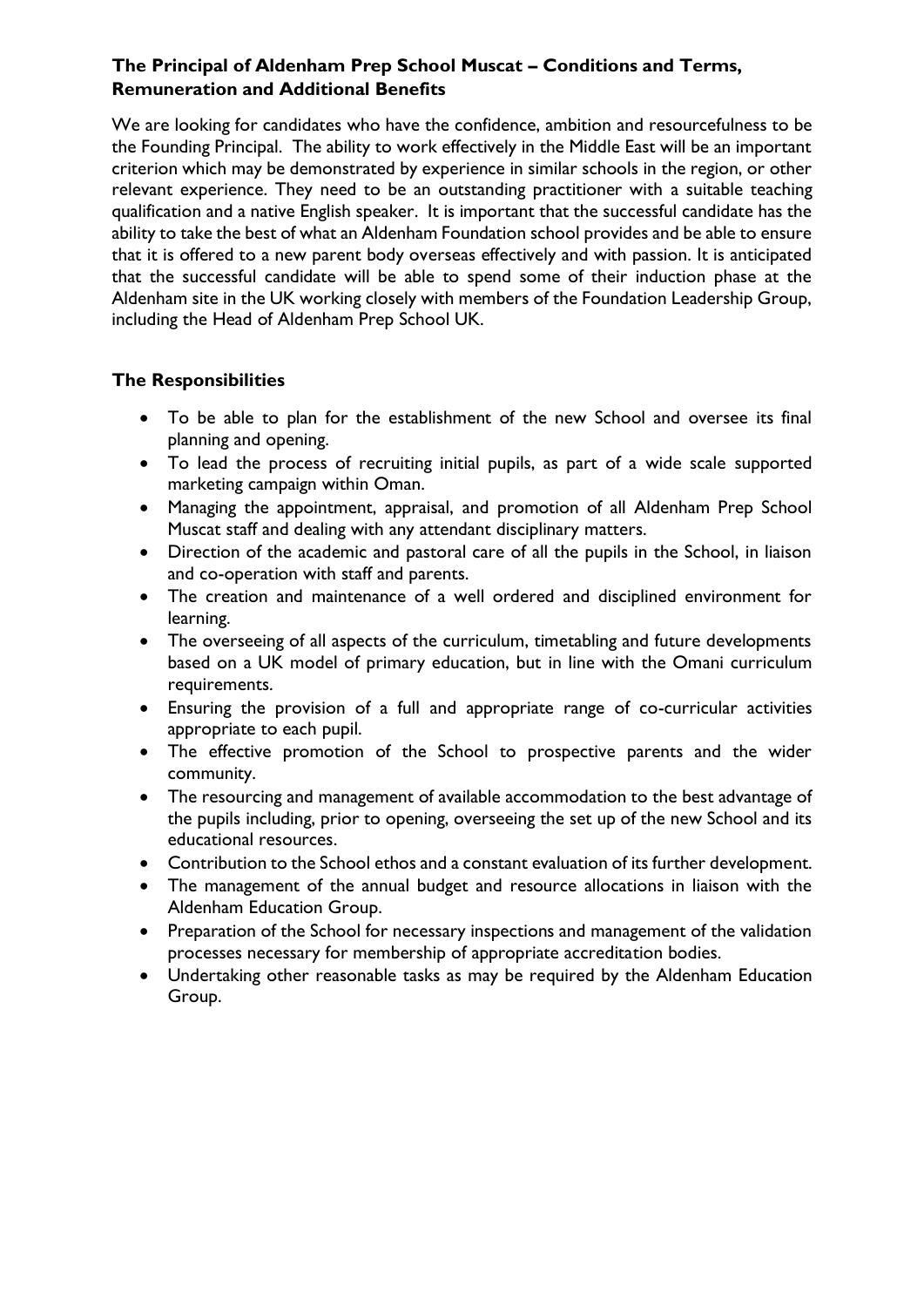**The Principal of Aldenham Prep School Muscat – Conditions and Terms, Remuneration and Additional Benefits**

We are looking for candidates who have the confidence, ambition and resourcefulness to be the Founding Principal. The ability to work effectively in the Middle East will be an important criterion which may be demonstrated by experience in similar schools in the region, or other relevant experience. They need to be an outstanding practitioner with a suitable teaching qualification and a native English speaker. It is important that the successful candidate has the ability to take the best of what an Aldenham Foundation school provides and be able to ensure that it is offered to a new parent body overseas effectively and with passion. It is anticipated that the successful candidate will be able to spend some of their induction phase at the Aldenham site in the UK working closely with members of the Foundation Leadership Group, including the Head of Aldenham Prep School UK.

**The Responsibilities**

- To be able to plan for the establishment of the new School and oversee its final planning and opening.
- To lead the process of recruiting initial pupils, as part of a wide scale supported marketing campaign within Oman.
- Managing the appointment, appraisal, and promotion of all Aldenham Prep School Muscat staff and dealing with any attendant disciplinary matters.
- Direction of the academic and pastoral care of all the pupils in the School, in liaison and co-operation with staff and parents.
- The creation and maintenance of a well ordered and disciplined environment for learning.
- The overseeing of all aspects of the curriculum, timetabling and future developments based on a UK model of primary education, but in line with the Omani curriculum requirements.
- Ensuring the provision of a full and appropriate range of co-curricular activities appropriate to each pupil.
- The effective promotion of the School to prospective parents and the wider community.
- The resourcing and management of available accommodation to the best advantage of the pupils including, prior to opening, overseeing the set up of the new School and its educational resources.
- Contribution to the School ethos and a constant evaluation of its further development.
- The management of the annual budget and resource allocations in liaison with the Aldenham Education Group.
- Preparation of the School for necessary inspections and management of the validation processes necessary for membership of appropriate accreditation bodies.
- Undertaking other reasonable tasks as may be required by the Aldenham Education Group.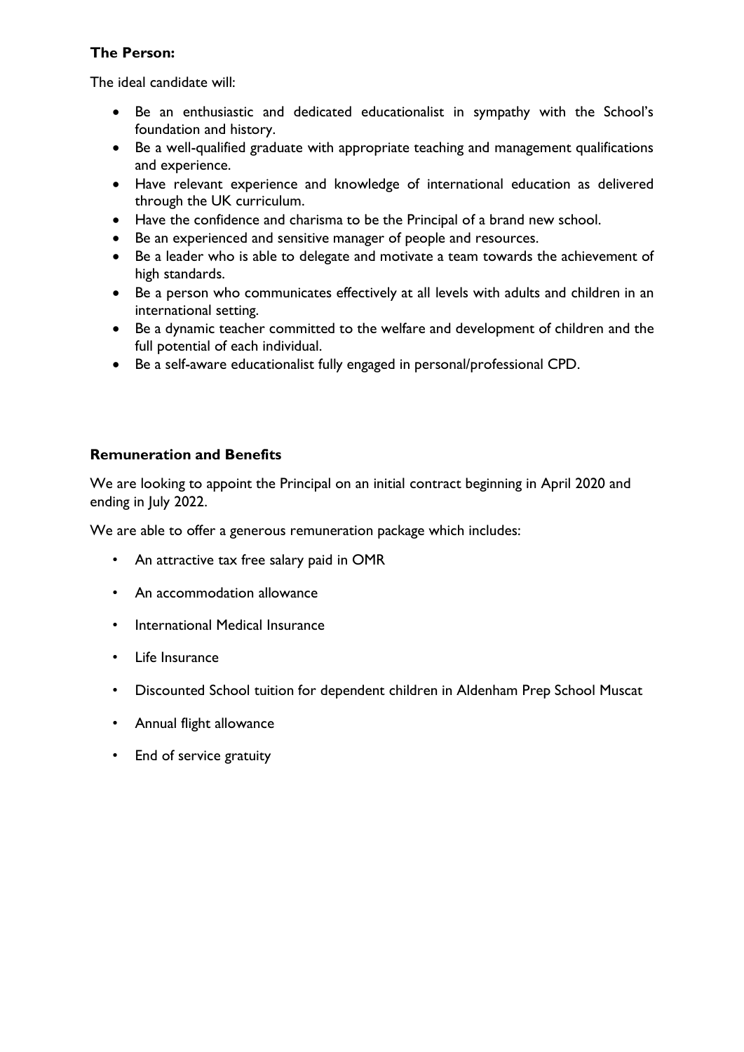**The Person:**

The ideal candidate will:

- Be an enthusiastic and dedicated educationalist in sympathy with the School's foundation and history.
- Be a well-qualified graduate with appropriate teaching and management qualifications and experience.
- Have relevant experience and knowledge of international education as delivered through the UK curriculum.
- Have the confidence and charisma to be the Principal of a brand new school.
- Be an experienced and sensitive manager of people and resources.
- Be a leader who is able to delegate and motivate a team towards the achievement of high standards.
- Be a person who communicates effectively at all levels with adults and children in an international setting.
- Be a dynamic teacher committed to the welfare and development of children and the full potential of each individual.
- Be a self-aware educationalist fully engaged in personal/professional CPD.

**Remuneration and Benefits**

We are looking to appoint the Principal on an initial contract beginning in April 2020 and ending in July 2022.

We are able to offer a generous remuneration package which includes:

- An attractive tax free salary paid in OMR
- An accommodation allowance
- International Medical Insurance
- Life Insurance
- Discounted School tuition for dependent children in Aldenham Prep School Muscat
- Annual flight allowance
- End of service gratuity